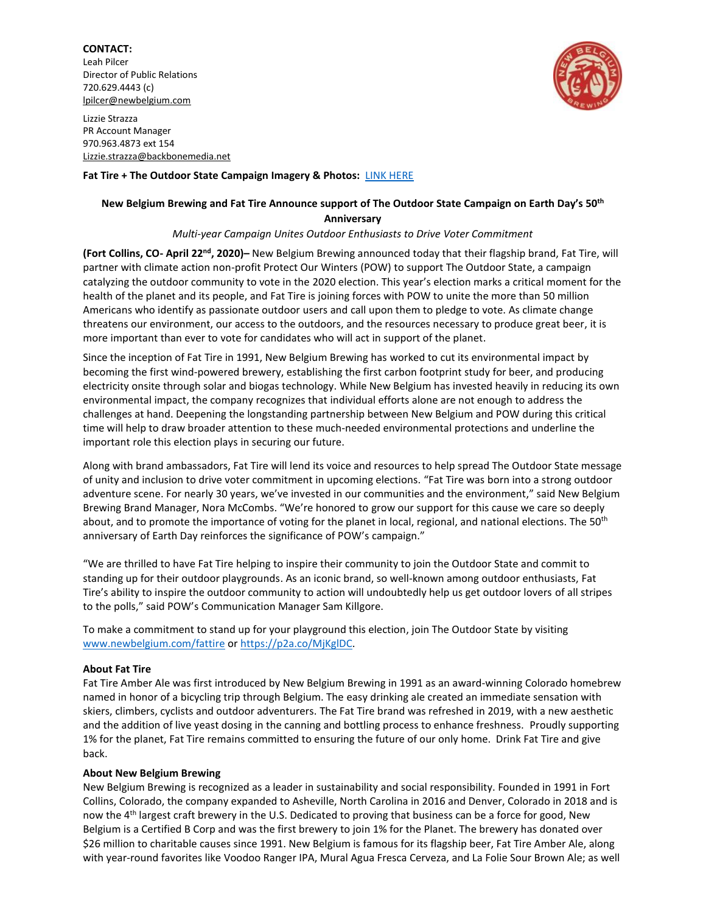**CONTACT:**
Leah Pilcer
Director of Public Relations
720.629.4443 (c)
lpilcer@newbelgium.com

Lizzie Strazza
PR Account Manager
970.963.4873 ext 154
Lizzie.strazza@backbonemedia.net

**Fat Tire + The Outdoor State Campaign Imagery & Photos:** LINK HERE

**New Belgium Brewing and Fat Tire Announce support of The Outdoor State Campaign on Earth Day's 50th Anniversary**

*Multi-year Campaign Unites Outdoor Enthusiasts to Drive Voter Commitment*

**(Fort Collins, CO- April 22nd, 2020)–** New Belgium Brewing announced today that their flagship brand, Fat Tire, will partner with climate action non-profit Protect Our Winters (POW) to support The Outdoor State, a campaign catalyzing the outdoor community to vote in the 2020 election. This year's election marks a critical moment for the health of the planet and its people, and Fat Tire is joining forces with POW to unite the more than 50 million Americans who identify as passionate outdoor users and call upon them to pledge to vote. As climate change threatens our environment, our access to the outdoors, and the resources necessary to produce great beer, it is more important than ever to vote for candidates who will act in support of the planet.

Since the inception of Fat Tire in 1991, New Belgium Brewing has worked to cut its environmental impact by becoming the first wind-powered brewery, establishing the first carbon footprint study for beer, and producing electricity onsite through solar and biogas technology. While New Belgium has invested heavily in reducing its own environmental impact, the company recognizes that individual efforts alone are not enough to address the challenges at hand. Deepening the longstanding partnership between New Belgium and POW during this critical time will help to draw broader attention to these much-needed environmental protections and underline the important role this election plays in securing our future.

Along with brand ambassadors, Fat Tire will lend its voice and resources to help spread The Outdoor State message of unity and inclusion to drive voter commitment in upcoming elections. "Fat Tire was born into a strong outdoor adventure scene. For nearly 30 years, we've invested in our communities and the environment," said New Belgium Brewing Brand Manager, Nora McCombs. "We're honored to grow our support for this cause we care so deeply about, and to promote the importance of voting for the planet in local, regional, and national elections. The 50th anniversary of Earth Day reinforces the significance of POW's campaign."

"We are thrilled to have Fat Tire helping to inspire their community to join the Outdoor State and commit to standing up for their outdoor playgrounds. As an iconic brand, so well-known among outdoor enthusiasts, Fat Tire's ability to inspire the outdoor community to action will undoubtedly help us get outdoor lovers of all stripes to the polls," said POW's Communication Manager Sam Killgore.

To make a commitment to stand up for your playground this election, join The Outdoor State by visiting www.newbelgium.com/fattire or https://p2a.co/MjKglDC.

**About Fat Tire**

Fat Tire Amber Ale was first introduced by New Belgium Brewing in 1991 as an award-winning Colorado homebrew named in honor of a bicycling trip through Belgium. The easy drinking ale created an immediate sensation with skiers, climbers, cyclists and outdoor adventurers. The Fat Tire brand was refreshed in 2019, with a new aesthetic and the addition of live yeast dosing in the canning and bottling process to enhance freshness. Proudly supporting 1% for the planet, Fat Tire remains committed to ensuring the future of our only home. Drink Fat Tire and give back.

**About New Belgium Brewing**

New Belgium Brewing is recognized as a leader in sustainability and social responsibility. Founded in 1991 in Fort Collins, Colorado, the company expanded to Asheville, North Carolina in 2016 and Denver, Colorado in 2018 and is now the 4th largest craft brewery in the U.S. Dedicated to proving that business can be a force for good, New Belgium is a Certified B Corp and was the first brewery to join 1% for the Planet. The brewery has donated over $26 million to charitable causes since 1991. New Belgium is famous for its flagship beer, Fat Tire Amber Ale, along with year-round favorites like Voodoo Ranger IPA, Mural Agua Fresca Cerveza, and La Folie Sour Brown Ale; as well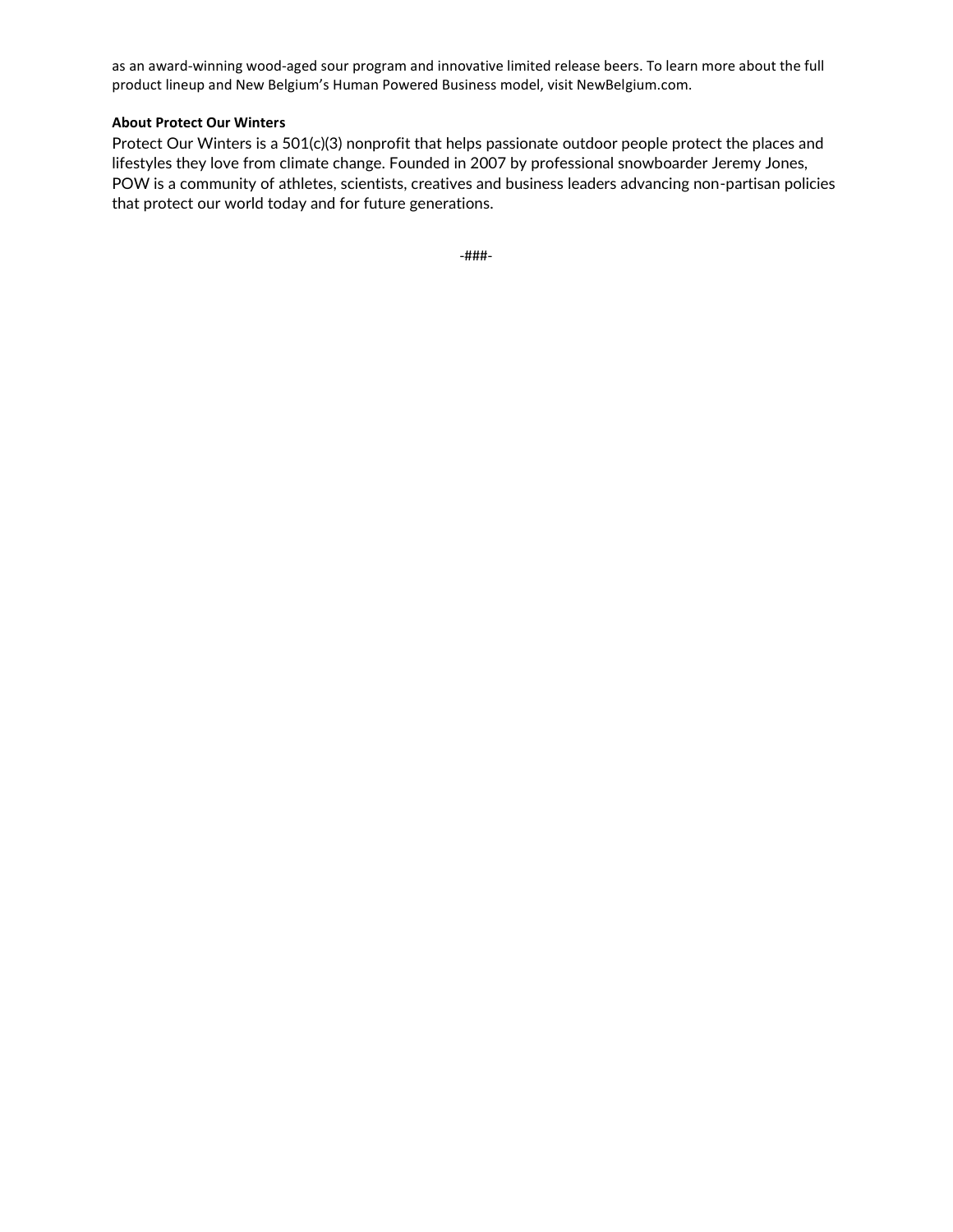as an award-winning wood-aged sour program and innovative limited release beers. To learn more about the full product lineup and New Belgium's Human Powered Business model, visit NewBelgium.com.

**About Protect Our Winters**

Protect Our Winters is a 501(c)(3) nonprofit that helps passionate outdoor people protect the places and lifestyles they love from climate change. Founded in 2007 by professional snowboarder Jeremy Jones, POW is a community of athletes, scientists, creatives and business leaders advancing non-partisan policies that protect our world today and for future generations.

-###-